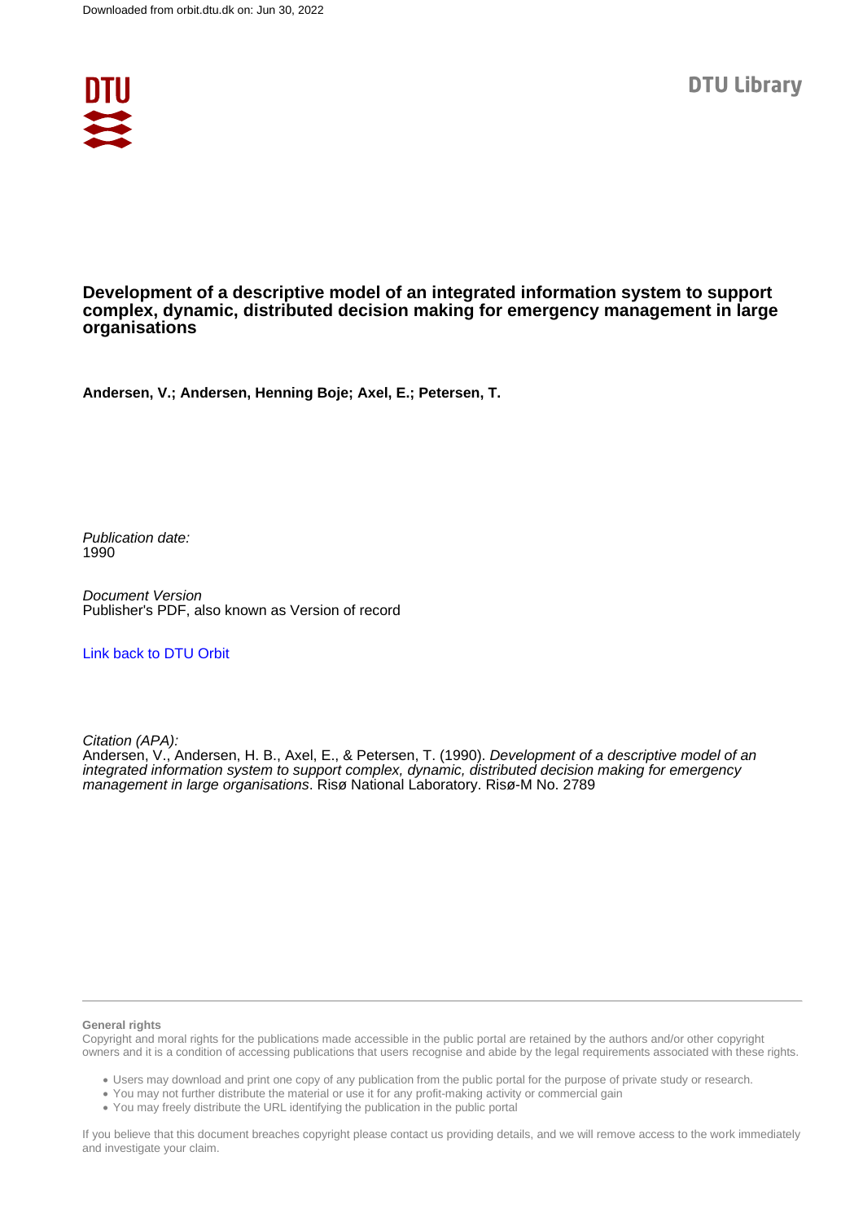Downloaded from orbit.dtu.dk on: Jun 30, 2022

DTU Library

# Development of a descriptive model of an integrated information system to support complex, dynamic, distributed decision making for emergency management in large organisations

**Andersen, V.; Andersen, Henning Boje; Axel, E.; Petersen, T.**

*Publication date:*
1990

*Document Version*
Publisher's PDF, also known as Version of record

Link back to DTU Orbit

*Citation (APA):*
Andersen, V., Andersen, H. B., Axel, E., & Petersen, T. (1990). *Development of a descriptive model of an integrated information system to support complex, dynamic, distributed decision making for emergency management in large organisations*. Risø National Laboratory. Risø-M No. 2789

**General rights**

Copyright and moral rights for the publications made accessible in the public portal are retained by the authors and/or other copyright owners and it is a condition of accessing publications that users recognise and abide by the legal requirements associated with these rights.

- Users may download and print one copy of any publication from the public portal for the purpose of private study or research.
- You may not further distribute the material or use it for any profit-making activity or commercial gain
- You may freely distribute the URL identifying the publication in the public portal

If you believe that this document breaches copyright please contact us providing details, and we will remove access to the work immediately and investigate your claim.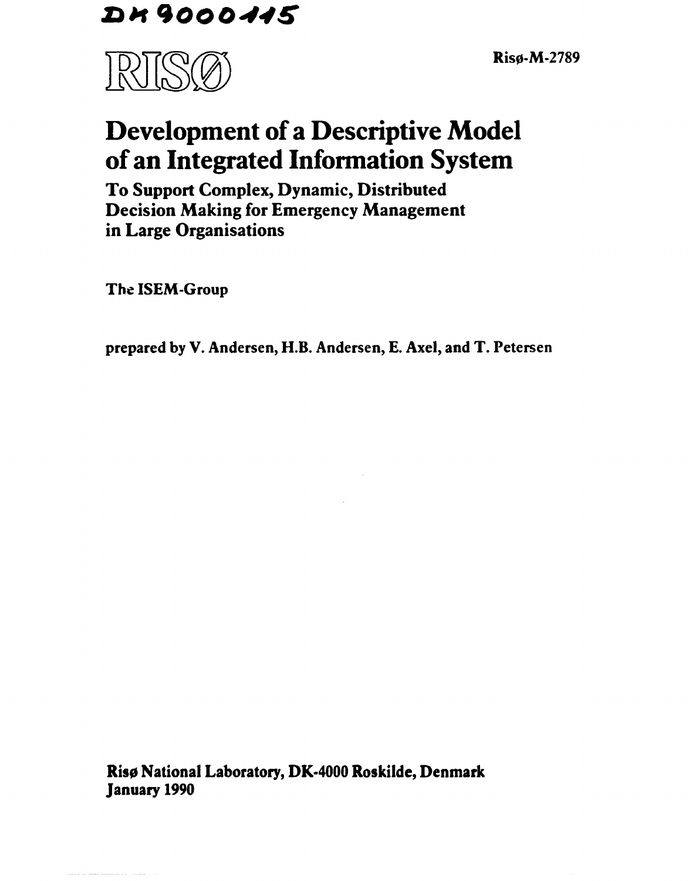DK9000115

RISØ

Risø-M-2789

# Development of a Descriptive Model of an Integrated Information System

## To Support Complex, Dynamic, Distributed Decision Making for Emergency Management in Large Organisations

The ISEM-Group

prepared by V. Andersen, H.B. Andersen, E. Axel, and T. Petersen

**Risø National Laboratory, DK-4000 Roskilde, Denmark**
**January 1990**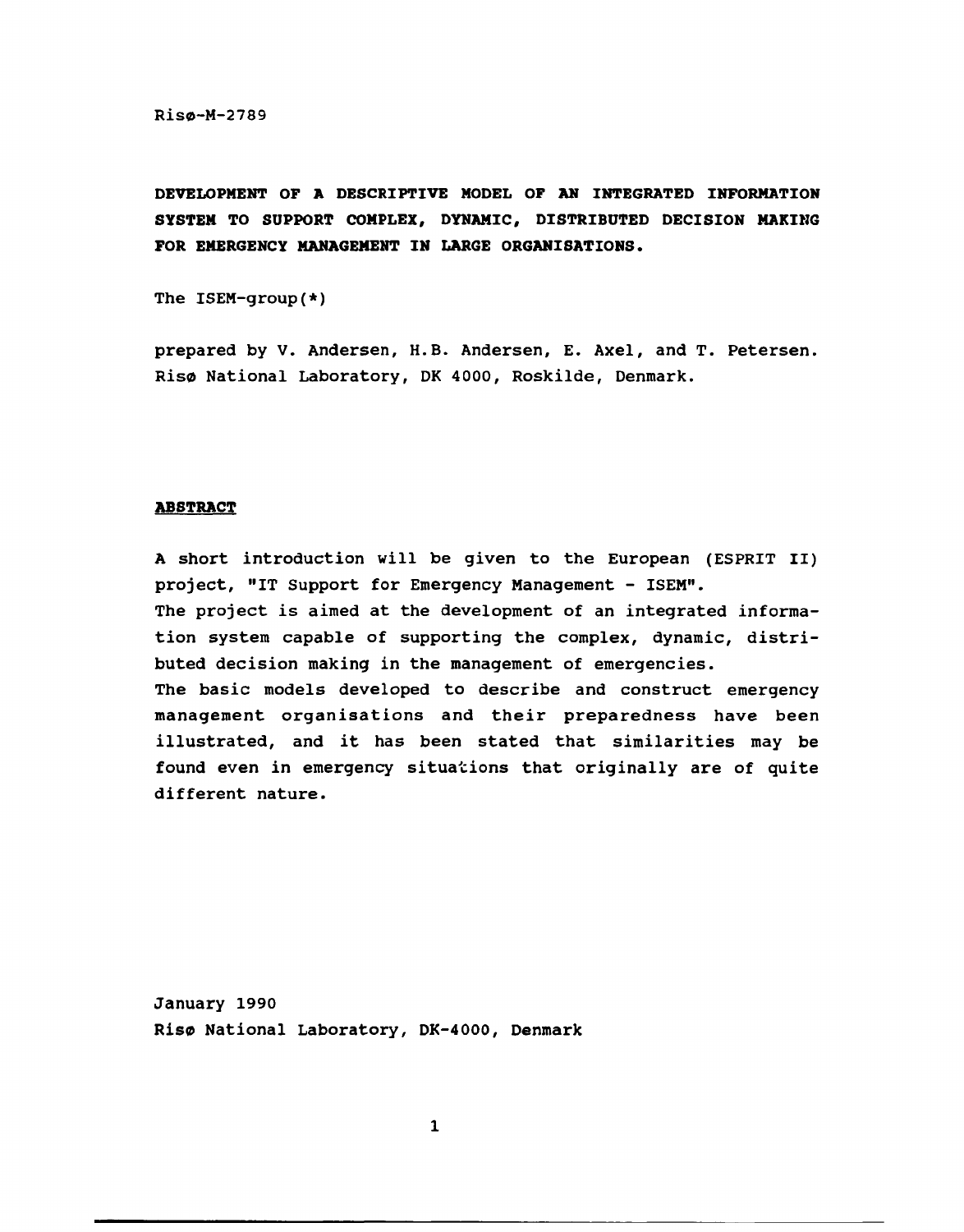Risø-M-2789

# DEVELOPMENT OF A DESCRIPTIVE MODEL OF AN INTEGRATED INFORMATION SYSTEM TO SUPPORT COMPLEX, DYNAMIC, DISTRIBUTED DECISION MAKING FOR EMERGENCY MANAGEMENT IN LARGE ORGANISATIONS.

The ISEM-group(*)

prepared by V. Andersen, H.B. Andersen, E. Axel, and T. Petersen. Risø National Laboratory, DK 4000, Roskilde, Denmark.

## ABSTRACT

A short introduction will be given to the European (ESPRIT II) project, "IT Support for Emergency Management - ISEM".
The project is aimed at the development of an integrated information system capable of supporting the complex, dynamic, distributed decision making in the management of emergencies.
The basic models developed to describe and construct emergency management organisations and their preparedness have been illustrated, and it has been stated that similarities may be found even in emergency situations that originally are of quite different nature.

January 1990
Risø National Laboratory, DK-4000, Denmark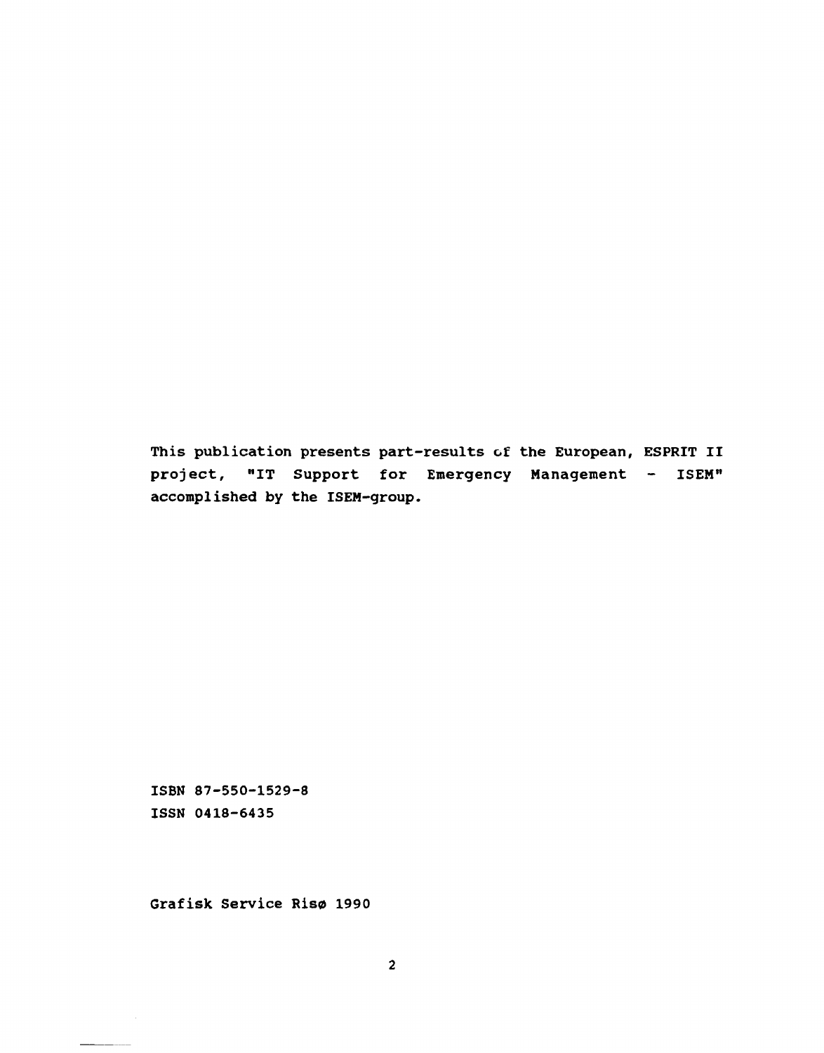This publication presents part-results of the European, ESPRIT II project, "IT Support for Emergency Management - ISEM" accomplished by the ISEM-group.

ISBN 87-550-1529-8
ISSN 0418-6435

Grafisk Service Risø 1990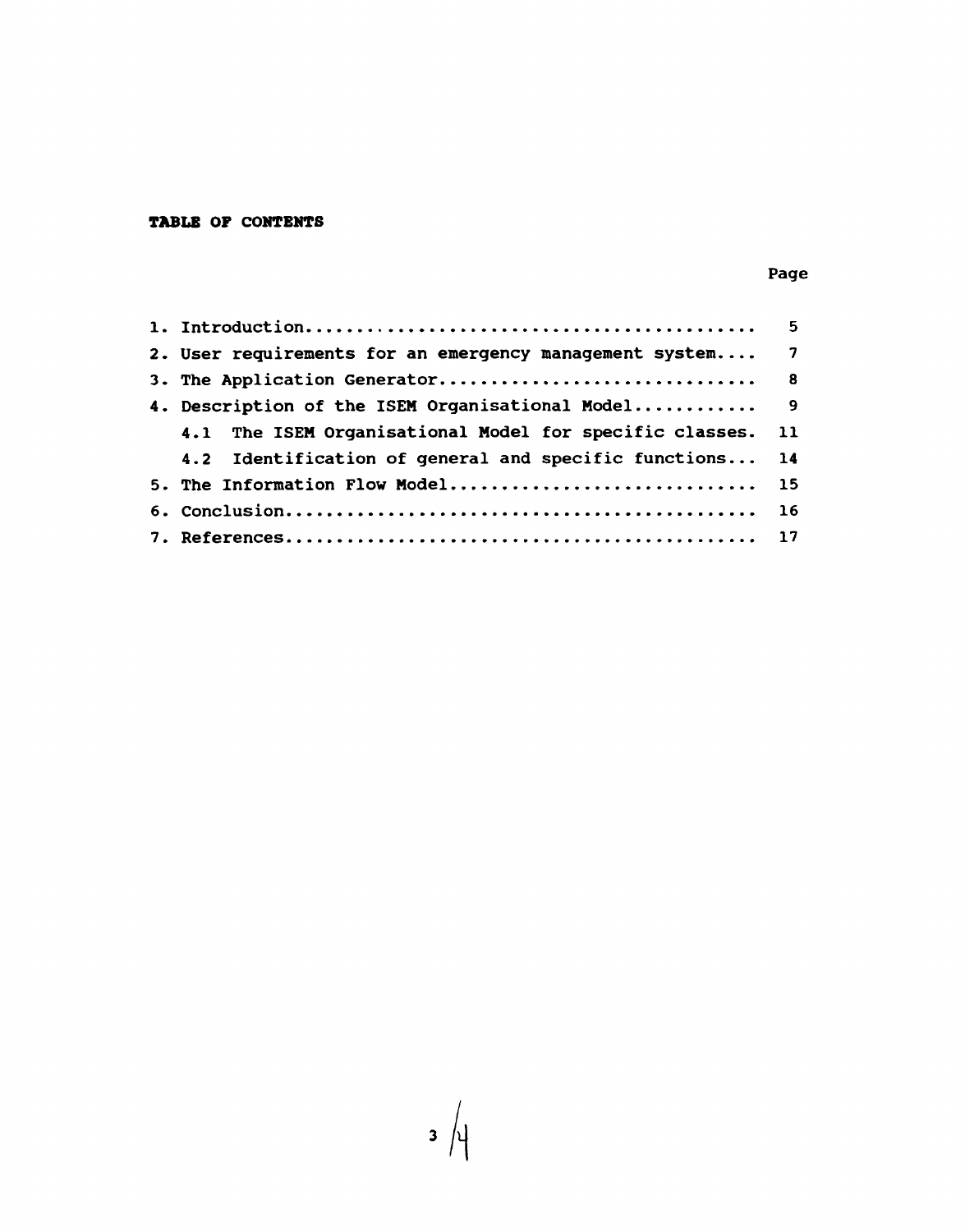**TABLE OF CONTENTS**

| | Page |
|---|---|
| 1. Introduction | 5 |
| 2. User requirements for an emergency management system | 7 |
| 3. The Application Generator | 8 |
| 4. Description of the ISEM Organisational Model | 9 |
| 4.1 The ISEM Organisational Model for specific classes. | 11 |
| 4.2 Identification of general and specific functions | 14 |
| 5. The Information Flow Model | 15 |
| 6. Conclusion | 16 |
| 7. References | 17 |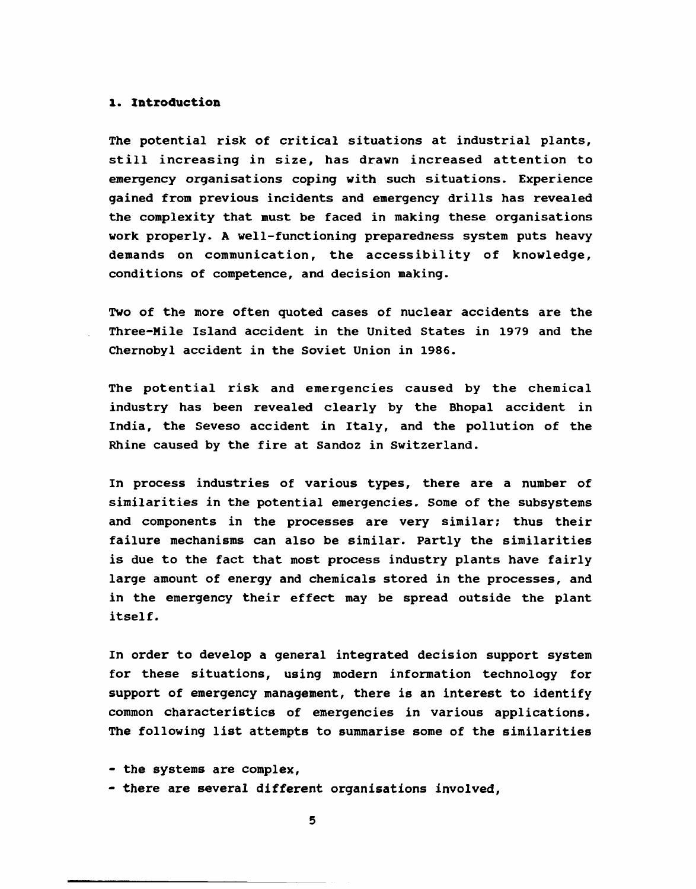## 1. Introduction

The potential risk of critical situations at industrial plants, still increasing in size, has drawn increased attention to emergency organisations coping with such situations. Experience gained from previous incidents and emergency drills has revealed the complexity that must be faced in making these organisations work properly. A well-functioning preparedness system puts heavy demands on communication, the accessibility of knowledge, conditions of competence, and decision making.

Two of the more often quoted cases of nuclear accidents are the Three-Mile Island accident in the United States in 1979 and the Chernobyl accident in the Soviet Union in 1986.

The potential risk and emergencies caused by the chemical industry has been revealed clearly by the Bhopal accident in India, the Seveso accident in Italy, and the pollution of the Rhine caused by the fire at Sandoz in Switzerland.

In process industries of various types, there are a number of similarities in the potential emergencies. Some of the subsystems and components in the processes are very similar; thus their failure mechanisms can also be similar. Partly the similarities is due to the fact that most process industry plants have fairly large amount of energy and chemicals stored in the processes, and in the emergency their effect may be spread outside the plant itself.

In order to develop a general integrated decision support system for these situations, using modern information technology for support of emergency management, there is an interest to identify common characteristics of emergencies in various applications. The following list attempts to summarise some of the similarities

- the systems are complex,
- there are several different organisations involved,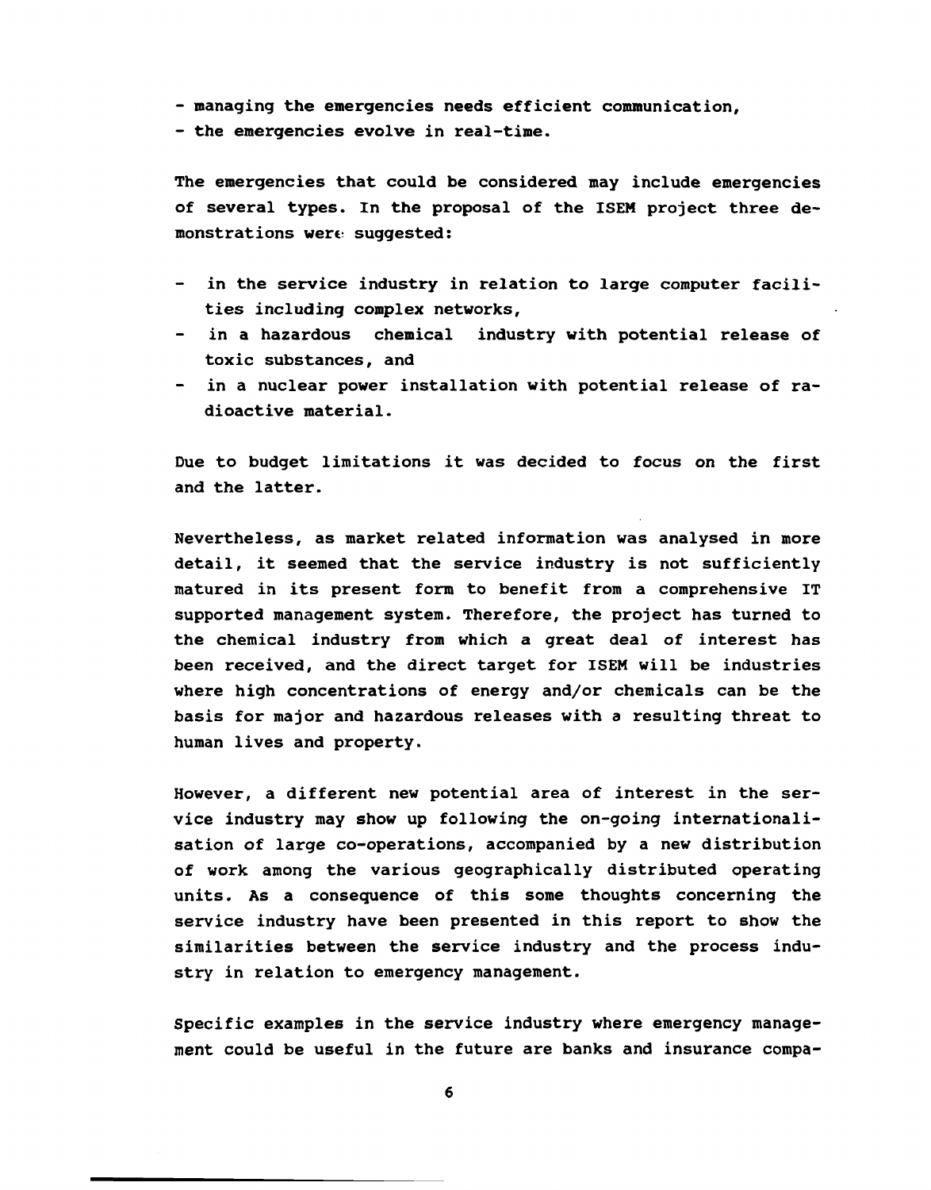- managing the emergencies needs efficient communication,
- the emergencies evolve in real-time.

The emergencies that could be considered may include emergencies of several types. In the proposal of the ISEM project three demonstrations were suggested:

- in the service industry in relation to large computer facilities including complex networks,
- in a hazardous chemical industry with potential release of toxic substances, and
- in a nuclear power installation with potential release of radioactive material.

Due to budget limitations it was decided to focus on the first and the latter.

Nevertheless, as market related information was analysed in more detail, it seemed that the service industry is not sufficiently matured in its present form to benefit from a comprehensive IT supported management system. Therefore, the project has turned to the chemical industry from which a great deal of interest has been received, and the direct target for ISEM will be industries where high concentrations of energy and/or chemicals can be the basis for major and hazardous releases with a resulting threat to human lives and property.

However, a different new potential area of interest in the service industry may show up following the on-going internationalisation of large co-operations, accompanied by a new distribution of work among the various geographically distributed operating units. As a consequence of this some thoughts concerning the service industry have been presented in this report to show the similarities between the service industry and the process industry in relation to emergency management.

Specific examples in the service industry where emergency management could be useful in the future are banks and insurance compa-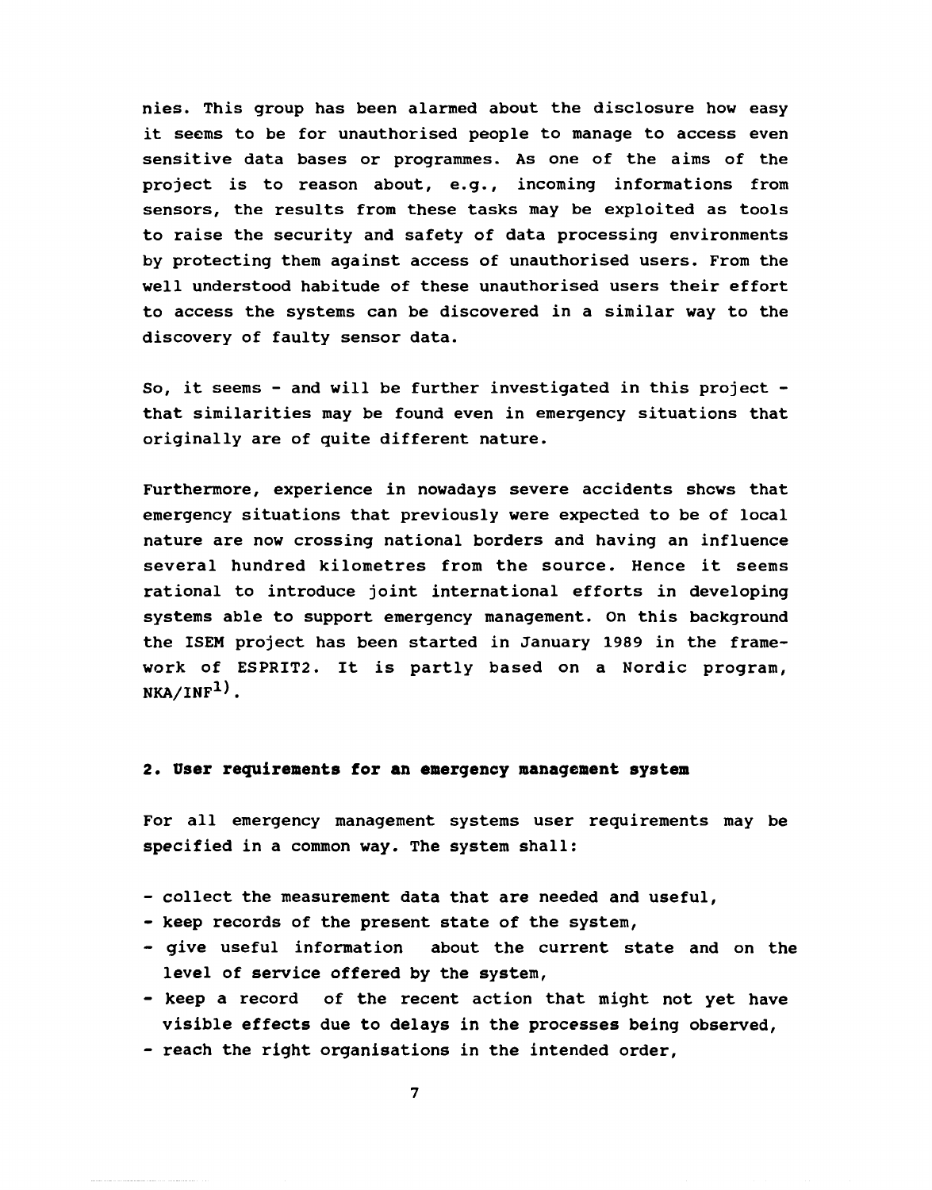nies. This group has been alarmed about the disclosure how easy it seems to be for unauthorised people to manage to access even sensitive data bases or programmes. As one of the aims of the project is to reason about, e.g., incoming informations from sensors, the results from these tasks may be exploited as tools to raise the security and safety of data processing environments by protecting them against access of unauthorised users. From the well understood habitude of these unauthorised users their effort to access the systems can be discovered in a similar way to the discovery of faulty sensor data.

So, it seems - and will be further investigated in this project - that similarities may be found even in emergency situations that originally are of quite different nature.

Furthermore, experience in nowadays severe accidents shows that emergency situations that previously were expected to be of local nature are now crossing national borders and having an influence several hundred kilometres from the source. Hence it seems rational to introduce joint international efforts in developing systems able to support emergency management. On this background the ISEM project has been started in January 1989 in the framework of ESPRIT2. It is partly based on a Nordic program, NKA/INF[1)].

## 2. User requirements for an emergency management system

For all emergency management systems user requirements may be specified in a common way. The system shall:

- collect the measurement data that are needed and useful,
- keep records of the present state of the system,
- give useful information about the current state and on the level of service offered by the system,
- keep a record of the recent action that might not yet have visible effects due to delays in the processes being observed,
- reach the right organisations in the intended order,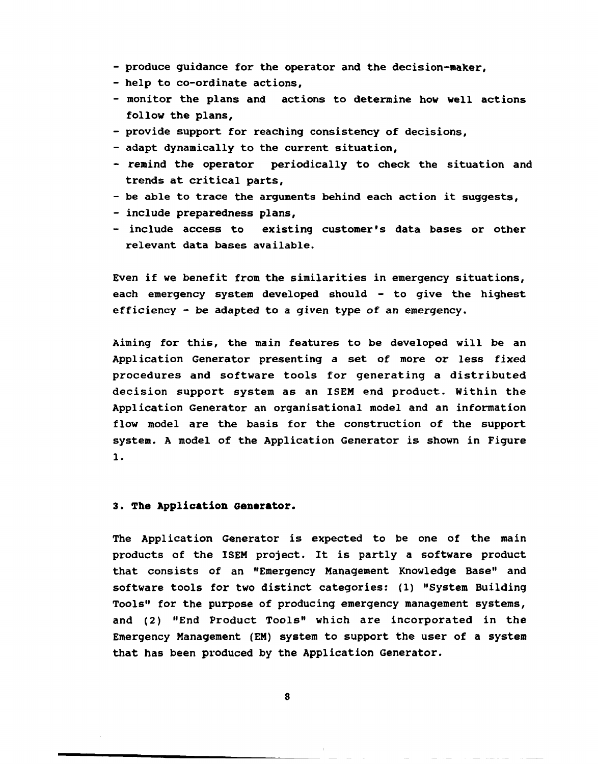- produce guidance for the operator and the decision-maker,
- help to co-ordinate actions,
- monitor the plans and actions to determine how well actions follow the plans,
- provide support for reaching consistency of decisions,
- adapt dynamically to the current situation,
- remind the operator periodically to check the situation and trends at critical parts,
- be able to trace the arguments behind each action it suggests,
- include preparedness plans,
- include access to existing customer's data bases or other relevant data bases available.

Even if we benefit from the similarities in emergency situations, each emergency system developed should - to give the highest efficiency - be adapted to a given type of an emergency.

Aiming for this, the main features to be developed will be an Application Generator presenting a set of more or less fixed procedures and software tools for generating a distributed decision support system as an ISEM end product. Within the Application Generator an organisational model and an information flow model are the basis for the construction of the support system. A model of the Application Generator is shown in Figure 1.

## 3. The Application Generator.

The Application Generator is expected to be one of the main products of the ISEM project. It is partly a software product that consists of an "Emergency Management Knowledge Base" and software tools for two distinct categories: (1) "System Building Tools" for the purpose of producing emergency management systems, and (2) "End Product Tools" which are incorporated in the Emergency Management (EM) system to support the user of a system that has been produced by the Application Generator.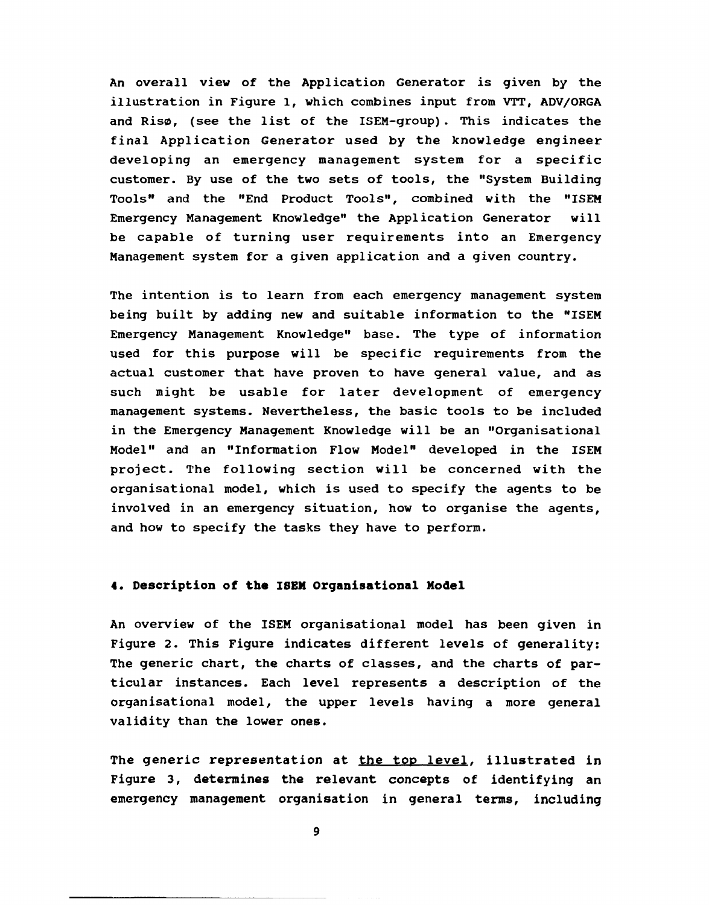An overall view of the Application Generator is given by the illustration in Figure 1, which combines input from VTT, ADV/ORGA and Risø, (see the list of the ISEM-group). This indicates the final Application Generator used by the knowledge engineer developing an emergency management system for a specific customer. By use of the two sets of tools, the "System Building Tools" and the "End Product Tools", combined with the "ISEM Emergency Management Knowledge" the Application Generator will be capable of turning user requirements into an Emergency Management system for a given application and a given country.

The intention is to learn from each emergency management system being built by adding new and suitable information to the "ISEM Emergency Management Knowledge" base. The type of information used for this purpose will be specific requirements from the actual customer that have proven to have general value, and as such might be usable for later development of emergency management systems. Nevertheless, the basic tools to be included in the Emergency Management Knowledge will be an "Organisational Model" and an "Information Flow Model" developed in the ISEM project. The following section will be concerned with the organisational model, which is used to specify the agents to be involved in an emergency situation, how to organise the agents, and how to specify the tasks they have to perform.

## 4. Description of the ISEM Organisational Model

An overview of the ISEM organisational model has been given in Figure 2. This Figure indicates different levels of generality: The generic chart, the charts of classes, and the charts of particular instances. Each level represents a description of the organisational model, the upper levels having a more general validity than the lower ones.

The generic representation at the top level, illustrated in Figure 3, determines the relevant concepts of identifying an emergency management organisation in general terms, including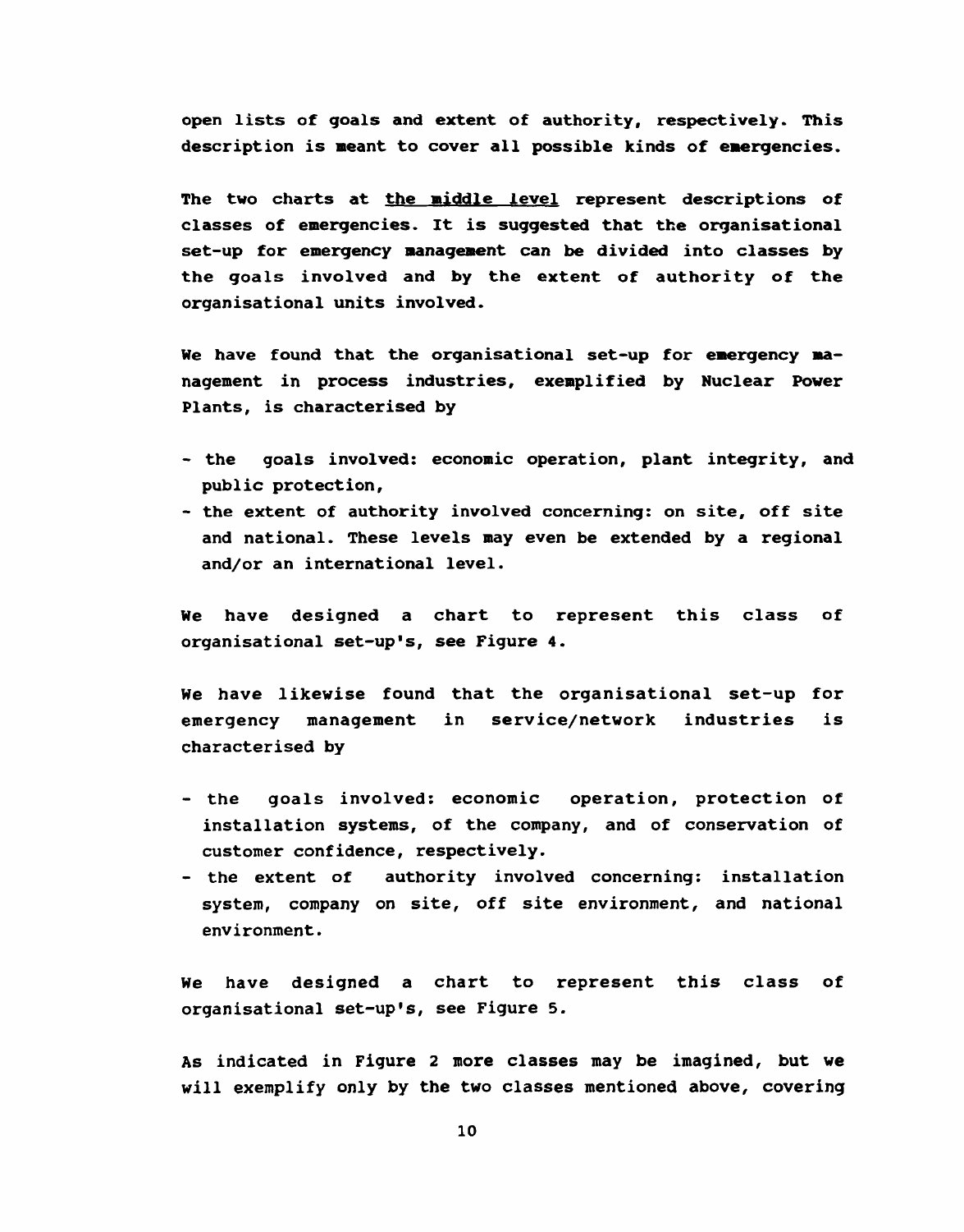open lists of goals and extent of authority, respectively. This description is meant to cover all possible kinds of emergencies.

The two charts at <u>the middle level</u> represent descriptions of classes of emergencies. It is suggested that the organisational set-up for emergency management can be divided into classes by the goals involved and by the extent of authority of the organisational units involved.

We have found that the organisational set-up for emergency management in process industries, exemplified by Nuclear Power Plants, is characterised by

- the goals involved: economic operation, plant integrity, and public protection,
- the extent of authority involved concerning: on site, off site and national. These levels may even be extended by a regional and/or an international level.

We have designed a chart to represent this class of organisational set-up's, see Figure 4.

We have likewise found that the organisational set-up for emergency management in service/network industries is characterised by

- the goals involved: economic operation, protection of installation systems, of the company, and of conservation of customer confidence, respectively.
- the extent of authority involved concerning: installation system, company on site, off site environment, and national environment.

We have designed a chart to represent this class of organisational set-up's, see Figure 5.

As indicated in Figure 2 more classes may be imagined, but we will exemplify only by the two classes mentioned above, covering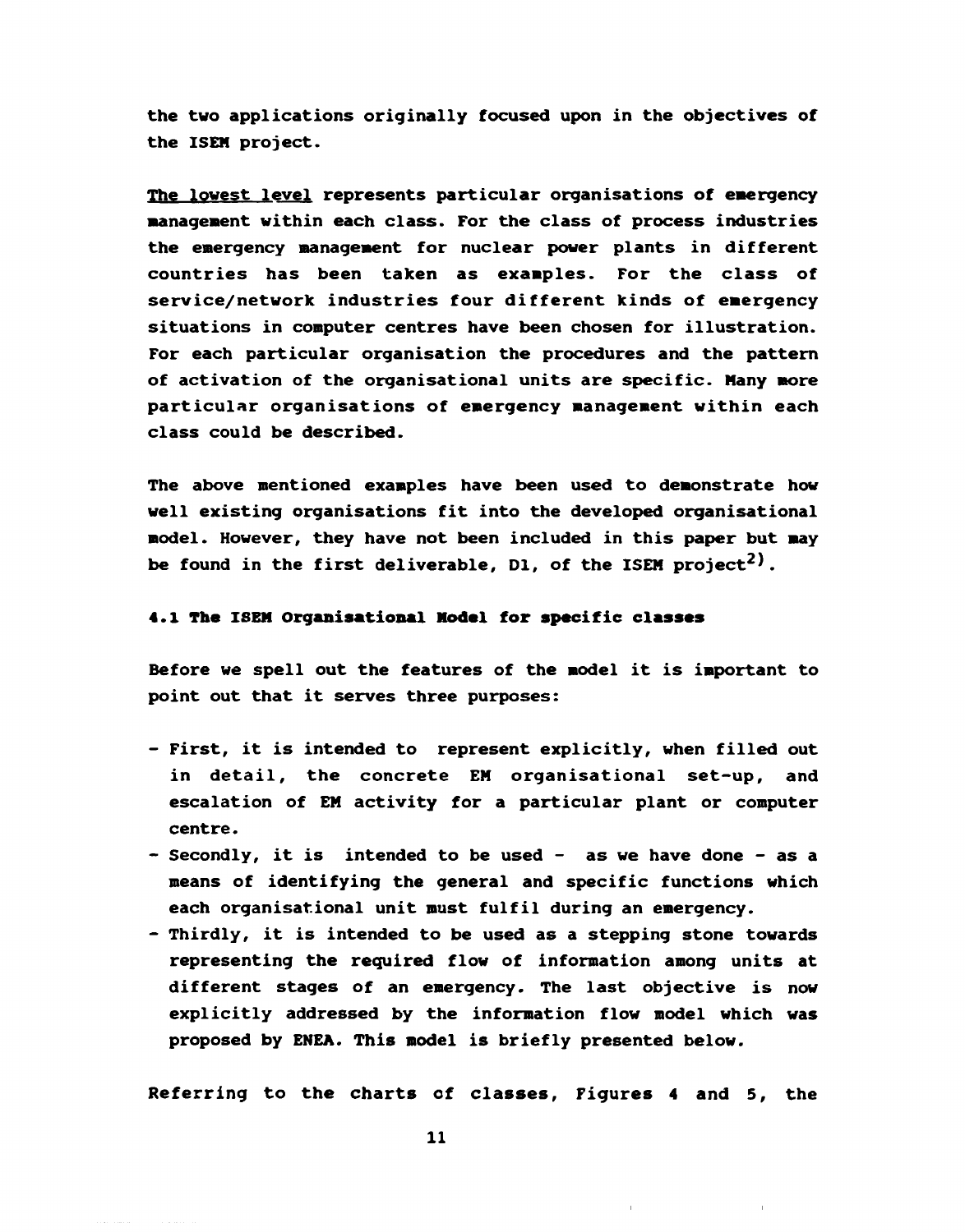the two applications originally focused upon in the objectives of the ISEM project.

The lowest level represents particular organisations of emergency management within each class. For the class of process industries the emergency management for nuclear power plants in different countries has been taken as examples. For the class of service/network industries four different kinds of emergency situations in computer centres have been chosen for illustration. For each particular organisation the procedures and the pattern of activation of the organisational units are specific. Many more particular organisations of emergency management within each class could be described.

The above mentioned examples have been used to demonstrate how well existing organisations fit into the developed organisational model. However, they have not been included in this paper but may be found in the first deliverable, D1, of the ISEM project[2)].

### 4.1 The ISEM Organisational Model for specific classes

Before we spell out the features of the model it is important to point out that it serves three purposes:

- First, it is intended to represent explicitly, when filled out in detail, the concrete EM organisational set-up, and escalation of EM activity for a particular plant or computer centre.
- Secondly, it is intended to be used - as we have done - as a means of identifying the general and specific functions which each organisational unit must fulfil during an emergency.
- Thirdly, it is intended to be used as a stepping stone towards representing the required flow of information among units at different stages of an emergency. The last objective is now explicitly addressed by the information flow model which was proposed by ENEA. This model is briefly presented below.

Referring to the charts of classes, Figures 4 and 5, the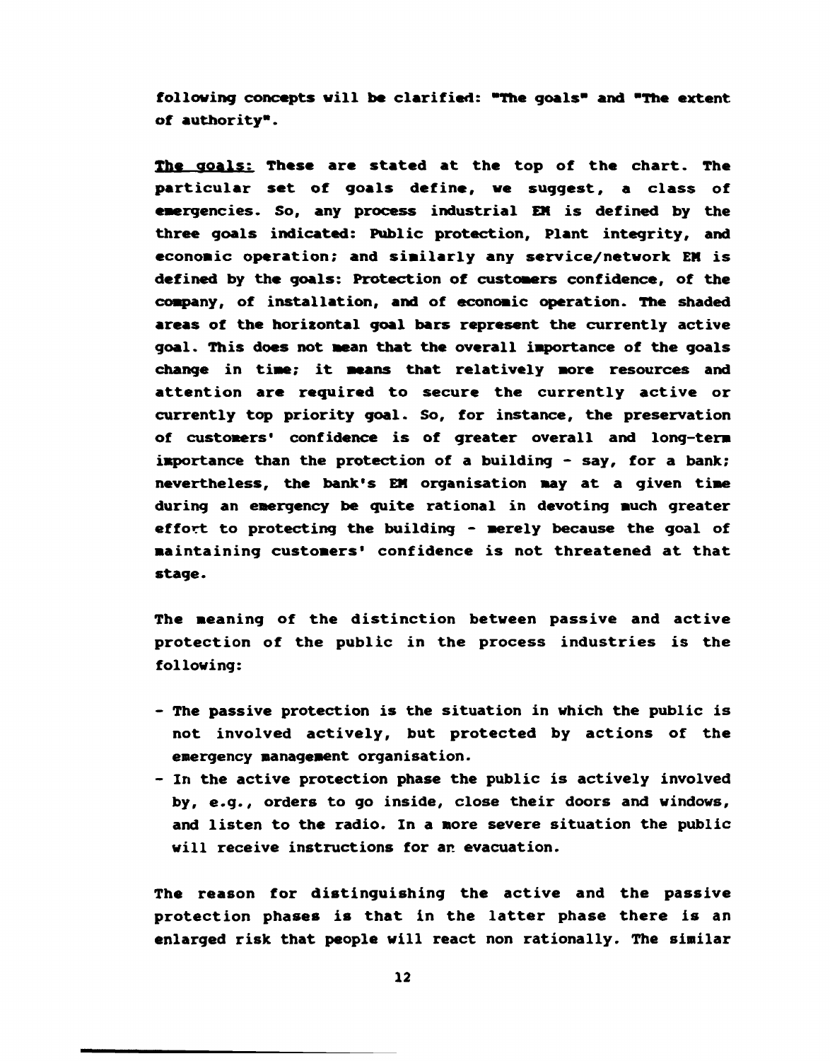following concepts will be clarified: "The goals" and "The extent of authority".

<u>The goals:</u> These are stated at the top of the chart. The particular set of goals define, we suggest, a class of emergencies. So, any process industrial EM is defined by the three goals indicated: Public protection, Plant integrity, and economic operation; and similarly any service/network EM is defined by the goals: Protection of customers confidence, of the company, of installation, and of economic operation. The shaded areas of the horizontal goal bars represent the currently active goal. This does not mean that the overall importance of the goals change in time; it means that relatively more resources and attention are required to secure the currently active or currently top priority goal. So, for instance, the preservation of customers' confidence is of greater overall and long-term importance than the protection of a building - say, for a bank; nevertheless, the bank's EM organisation may at a given time during an emergency be quite rational in devoting much greater effort to protecting the building - merely because the goal of maintaining customers' confidence is not threatened at that stage.

The meaning of the distinction between passive and active protection of the public in the process industries is the following:

- The passive protection is the situation in which the public is not involved actively, but protected by actions of the emergency management organisation.
- In the active protection phase the public is actively involved by, e.g., orders to go inside, close their doors and windows, and listen to the radio. In a more severe situation the public will receive instructions for an evacuation.

The reason for distinguishing the active and the passive protection phases is that in the latter phase there is an enlarged risk that people will react non rationally. The similar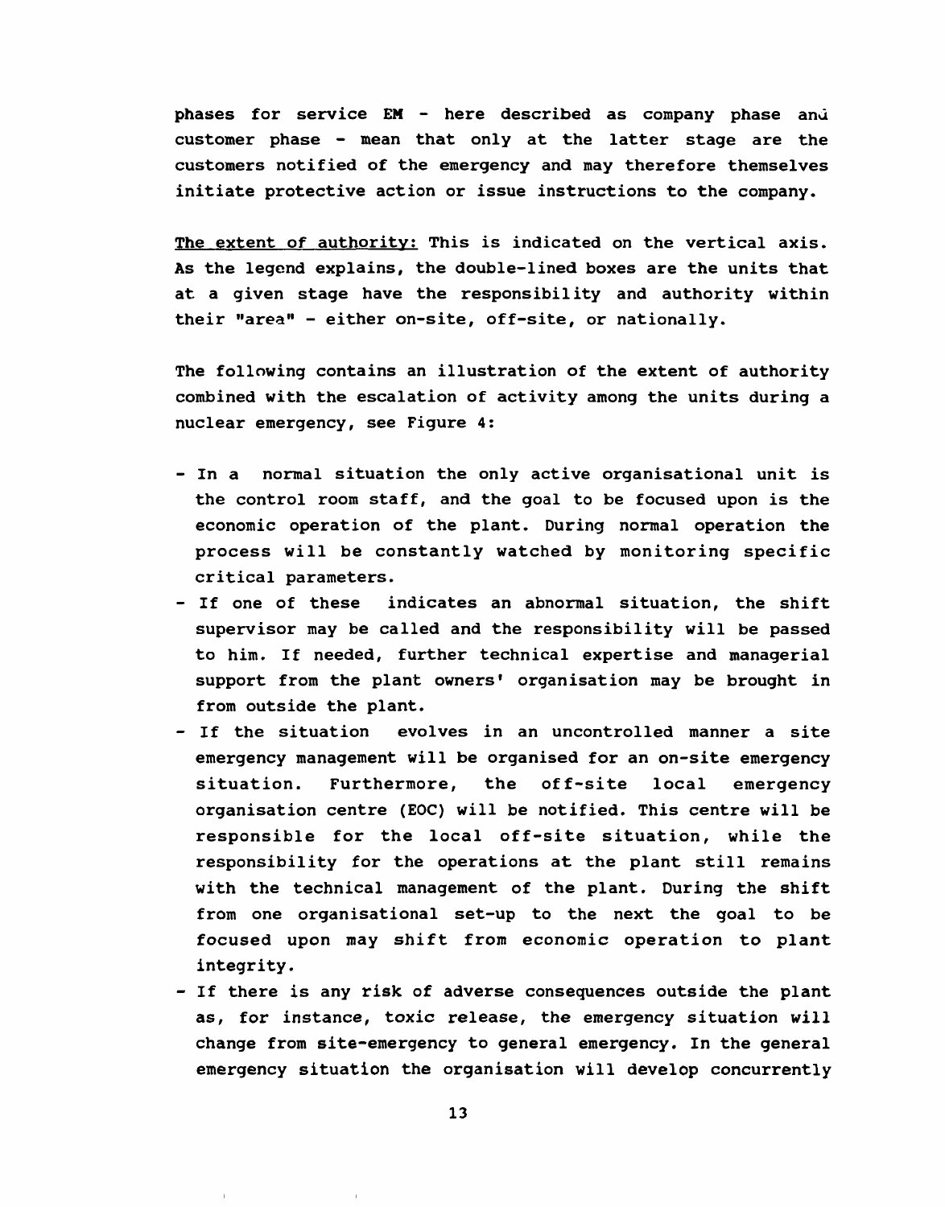phases for service EM - here described as company phase and customer phase - mean that only at the latter stage are the customers notified of the emergency and may therefore themselves initiate protective action or issue instructions to the company.

The extent of authority: This is indicated on the vertical axis. As the legend explains, the double-lined boxes are the units that at a given stage have the responsibility and authority within their "area" - either on-site, off-site, or nationally.

The following contains an illustration of the extent of authority combined with the escalation of activity among the units during a nuclear emergency, see Figure 4:

- In a normal situation the only active organisational unit is the control room staff, and the goal to be focused upon is the economic operation of the plant. During normal operation the process will be constantly watched by monitoring specific critical parameters.
- If one of these indicates an abnormal situation, the shift supervisor may be called and the responsibility will be passed to him. If needed, further technical expertise and managerial support from the plant owners' organisation may be brought in from outside the plant.
- If the situation evolves in an uncontrolled manner a site emergency management will be organised for an on-site emergency situation. Furthermore, the off-site local emergency organisation centre (EOC) will be notified. This centre will be responsible for the local off-site situation, while the responsibility for the operations at the plant still remains with the technical management of the plant. During the shift from one organisational set-up to the next the goal to be focused upon may shift from economic operation to plant integrity.
- If there is any risk of adverse consequences outside the plant as, for instance, toxic release, the emergency situation will change from site-emergency to general emergency. In the general emergency situation the organisation will develop concurrently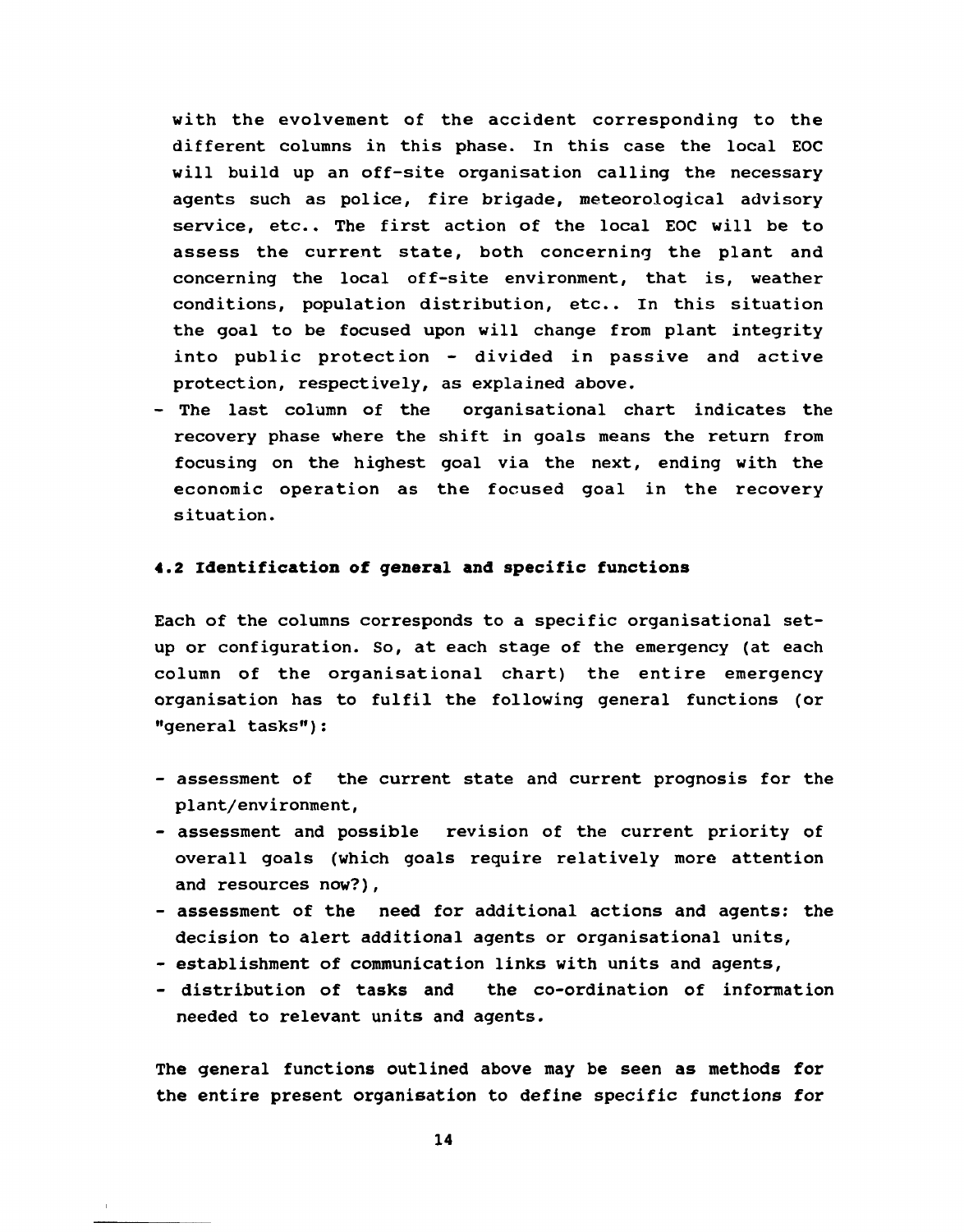with the evolvement of the accident corresponding to the different columns in this phase. In this case the local EOC will build up an off-site organisation calling the necessary agents such as police, fire brigade, meteorological advisory service, etc.. The first action of the local EOC will be to assess the current state, both concerning the plant and concerning the local off-site environment, that is, weather conditions, population distribution, etc.. In this situation the goal to be focused upon will change from plant integrity into public protection - divided in passive and active protection, respectively, as explained above.

- The last column of the organisational chart indicates the recovery phase where the shift in goals means the return from focusing on the highest goal via the next, ending with the economic operation as the focused goal in the recovery situation.

### 4.2 Identification of general and specific functions

Each of the columns corresponds to a specific organisational set-up or configuration. So, at each stage of the emergency (at each column of the organisational chart) the entire emergency organisation has to fulfil the following general functions (or "general tasks"):

- assessment of the current state and current prognosis for the plant/environment,
- assessment and possible revision of the current priority of overall goals (which goals require relatively more attention and resources now?),
- assessment of the need for additional actions and agents: the decision to alert additional agents or organisational units,
- establishment of communication links with units and agents,
- distribution of tasks and the co-ordination of information needed to relevant units and agents.

The general functions outlined above may be seen as methods for the entire present organisation to define specific functions for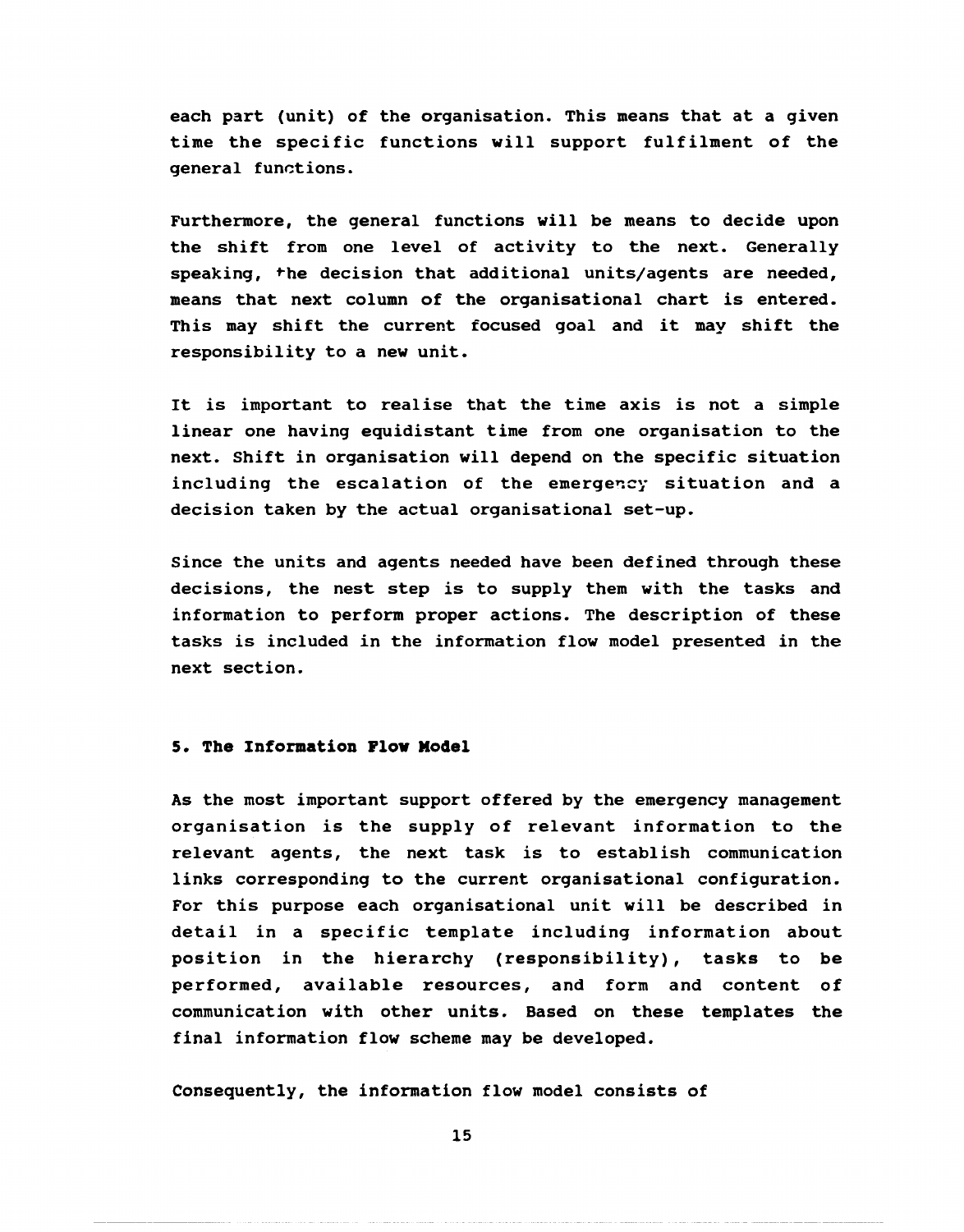each part (unit) of the organisation. This means that at a given time the specific functions will support fulfilment of the general functions.

Furthermore, the general functions will be means to decide upon the shift from one level of activity to the next. Generally speaking, the decision that additional units/agents are needed, means that next column of the organisational chart is entered. This may shift the current focused goal and it may shift the responsibility to a new unit.

It is important to realise that the time axis is not a simple linear one having equidistant time from one organisation to the next. Shift in organisation will depend on the specific situation including the escalation of the emergency situation and a decision taken by the actual organisational set-up.

Since the units and agents needed have been defined through these decisions, the nest step is to supply them with the tasks and information to perform proper actions. The description of these tasks is included in the information flow model presented in the next section.

## 5. The Information Flow Model

As the most important support offered by the emergency management organisation is the supply of relevant information to the relevant agents, the next task is to establish communication links corresponding to the current organisational configuration. For this purpose each organisational unit will be described in detail in a specific template including information about position in the hierarchy (responsibility), tasks to be performed, available resources, and form and content of communication with other units. Based on these templates the final information flow scheme may be developed.

Consequently, the information flow model consists of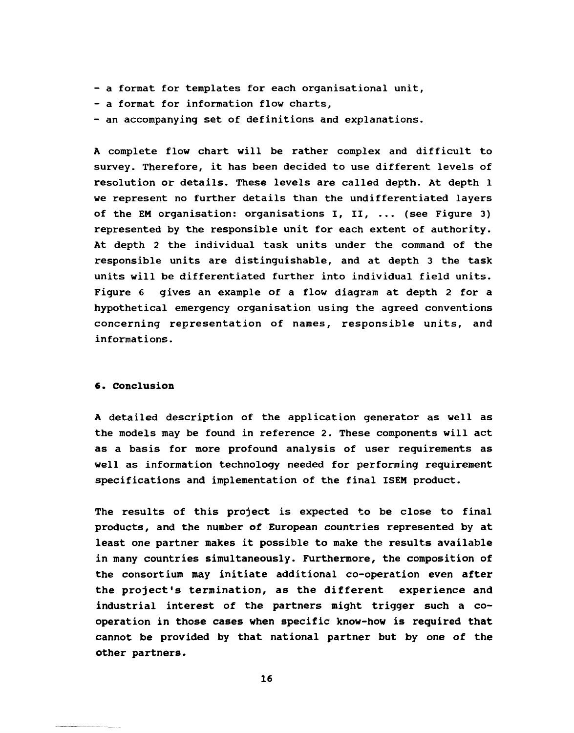- a format for templates for each organisational unit,
- a format for information flow charts,
- an accompanying set of definitions and explanations.

A complete flow chart will be rather complex and difficult to survey. Therefore, it has been decided to use different levels of resolution or details. These levels are called depth. At depth 1 we represent no further details than the undifferentiated layers of the EM organisation: organisations I, II, ... (see Figure 3) represented by the responsible unit for each extent of authority. At depth 2 the individual task units under the command of the responsible units are distinguishable, and at depth 3 the task units will be differentiated further into individual field units. Figure 6 gives an example of a flow diagram at depth 2 for a hypothetical emergency organisation using the agreed conventions concerning representation of names, responsible units, and informations.

## 6. Conclusion

A detailed description of the application generator as well as the models may be found in reference 2. These components will act as a basis for more profound analysis of user requirements as well as information technology needed for performing requirement specifications and implementation of the final ISEM product.

The results of this project is expected to be close to final products, and the number of European countries represented by at least one partner makes it possible to make the results available in many countries simultaneously. Furthermore, the composition of the consortium may initiate additional co-operation even after the project's termination, as the different experience and industrial interest of the partners might trigger such a co-operation in those cases when specific know-how is required that cannot be provided by that national partner but by one of the other partners.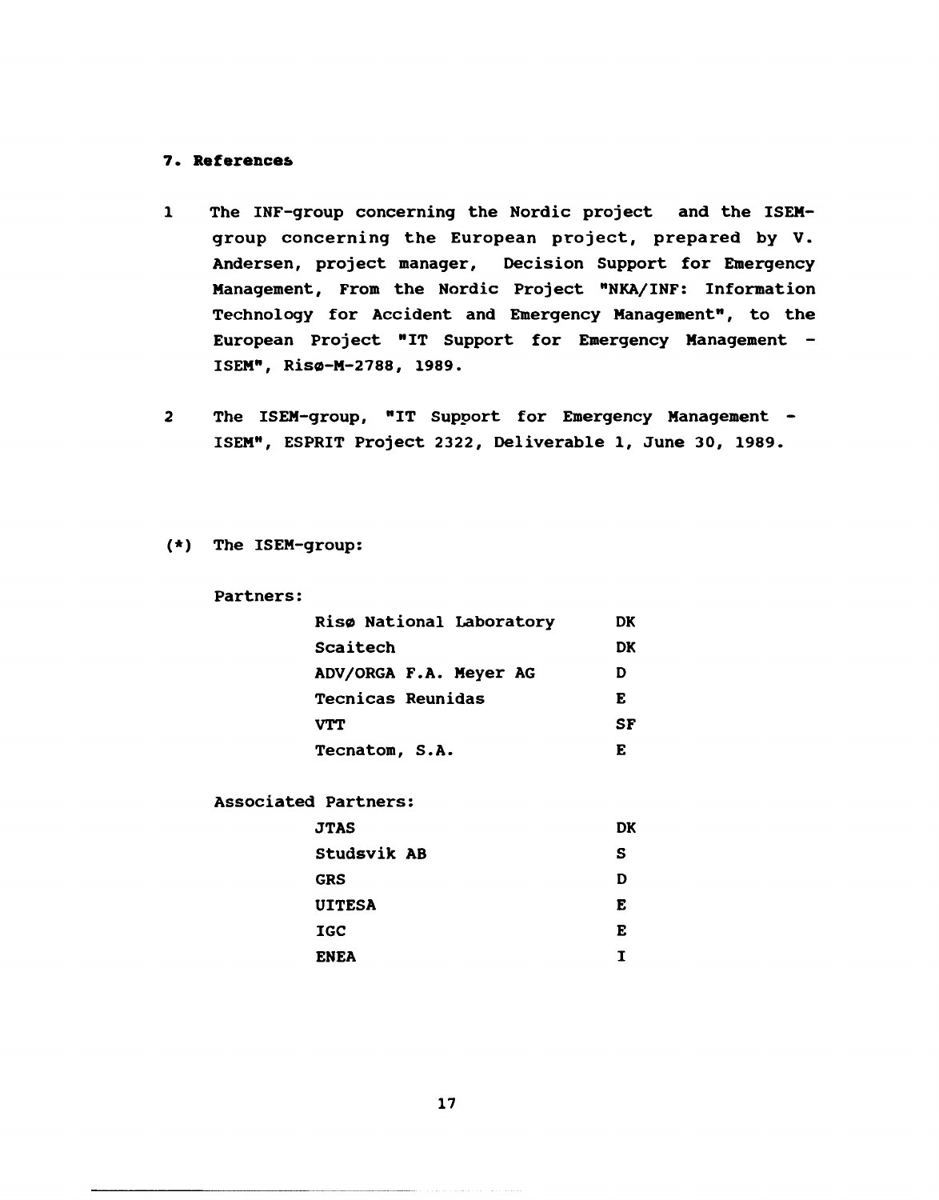## 7. References

1 The INF-group concerning the Nordic project and the ISEM-group concerning the European project, prepared by V. Andersen, project manager, Decision Support for Emergency Management, From the Nordic Project "NKA/INF: Information Technology for Accident and Emergency Management", to the European Project "IT Support for Emergency Management - ISEM", Risø-M-2788, 1989.

2 The ISEM-group, "IT Support for Emergency Management - ISEM", ESPRIT Project 2322, Deliverable 1, June 30, 1989.

(*) The ISEM-group:

Partners:

| | |
|---|---|
| Risø National Laboratory | DK |
| Scaitech | DK |
| ADV/ORGA F.A. Meyer AG | D |
| Tecnicas Reunidas | E |
| VTT | SF |
| Tecnatom, S.A. | E |

Associated Partners:

| | |
|---|---|
| JTAS | DK |
| Studsvik AB | S |
| GRS | D |
| UITESA | E |
| IGC | E |
| ENEA | I |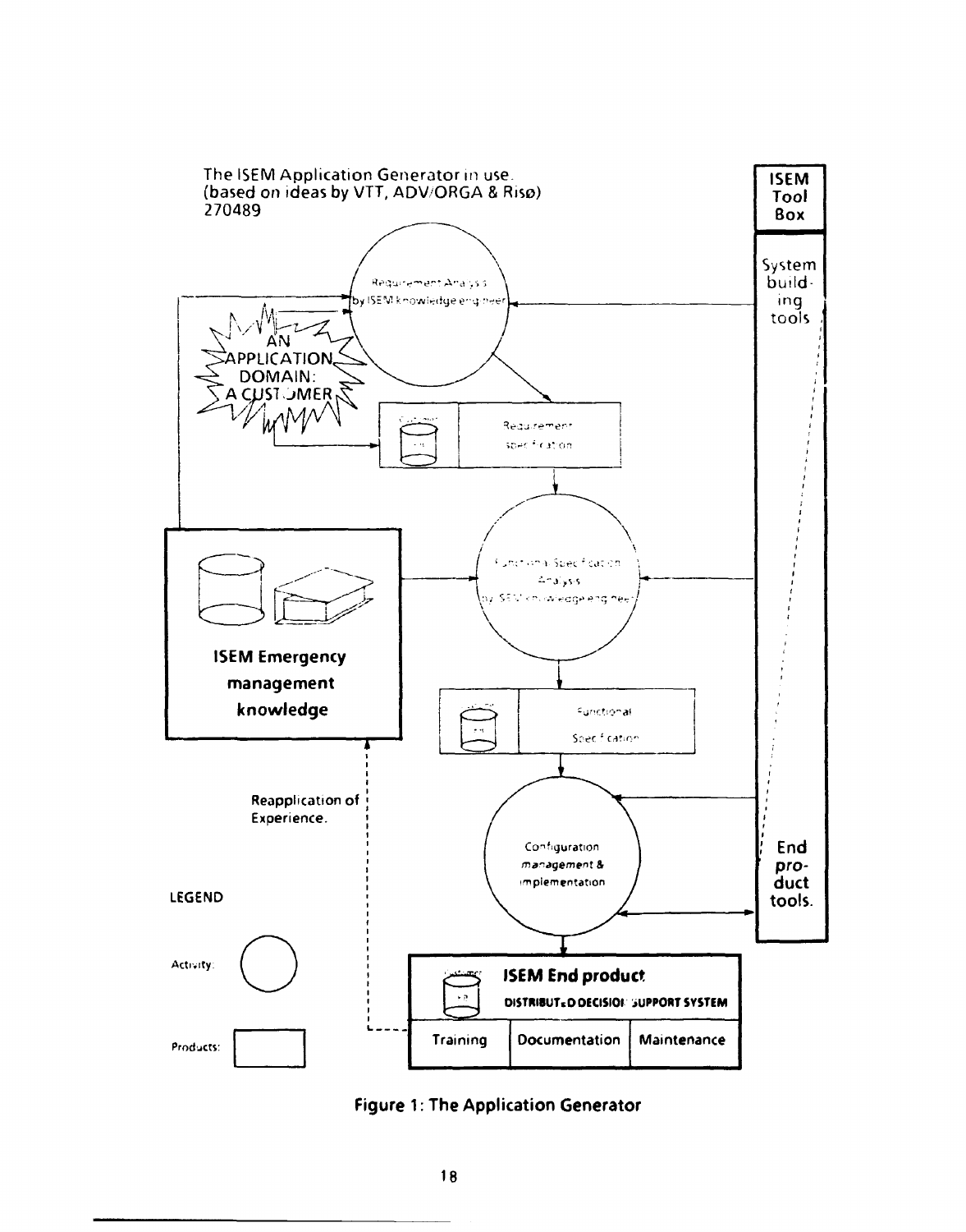The ISEM Application Generator in use.
(based on ideas by VTT, ADV/ORGA & Risø)
270489

ISEM Tool Box

System building tools

Requirement Analysis by ISEM knowledge engineer

AN APPLICATION DOMAIN: A CUSTOMER

Requirement specification

Functional Specification Analysis by ISEM knowledge engineer

ISEM Emergency management knowledge

Functional Specification

Reapplication of Experience.

Configuration management & implementation

End product tools.

LEGEND

Activity:

Products:

ISEM End product
DISTRIBUTED DECISION SUPPORT SYSTEM

| Training | Documentation | Maintenance |
|---|---|---|

**Figure 1: The Application Generator**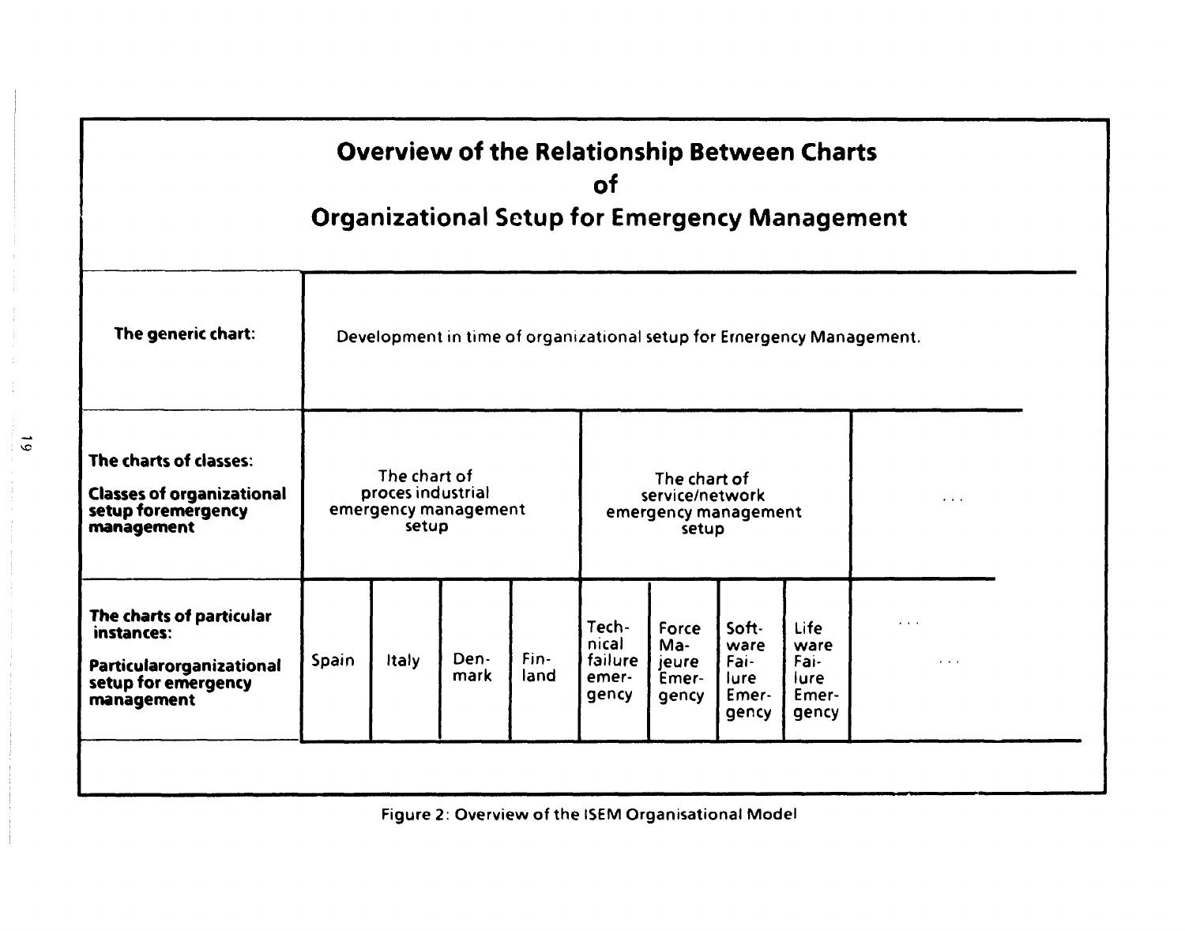# Overview of the Relationship Between Charts of Organizational Setup for Emergency Management

| | | | | | | | | | |
|---|---|---|---|---|---|---|---|---|---|
| **The generic chart:** | Development in time of organizational setup for Emergency Management. | | | | | | | | |
| **The charts of classes:** **Classes of organizational setup foremergency management** | The chart of proces industrial emergency management setup | | | | The chart of service/network emergency management setup | | | | ... |
| **The charts of particular instances:** **Particularorganizational setup for emergency management** | Spain | Italy | Den-mark | Fin-land | Tech-nical failure emer-gency | Force Ma-jeure Emer-gency | Soft-ware Fai-lure Emer-gency | Life ware Fai-lure Emer-gency | ... ... |

Figure 2: Overview of the ISEM Organisational Model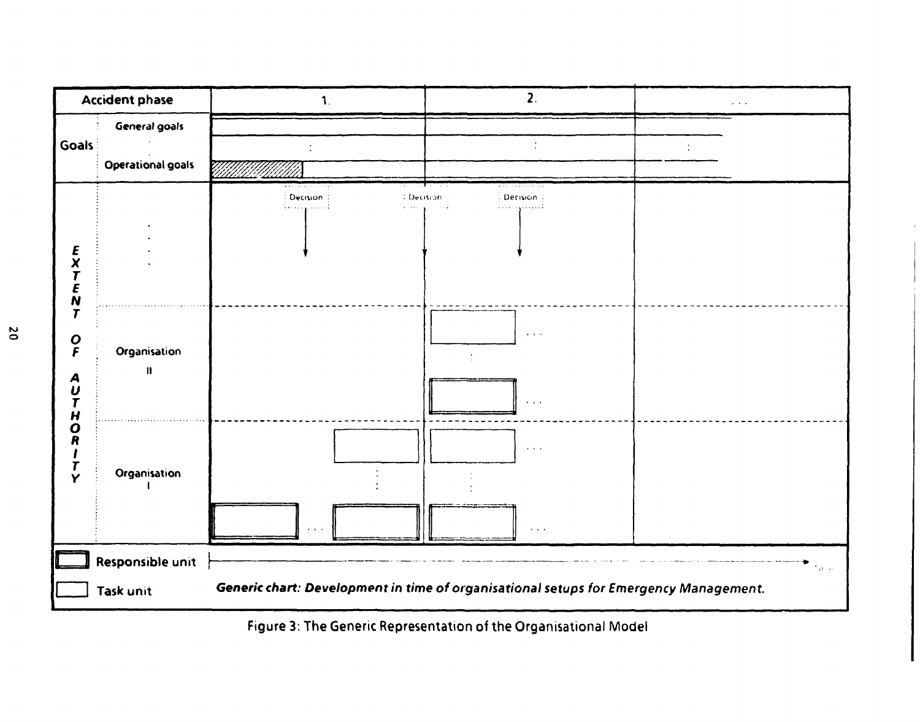| Accident phase | | 1. | 2. | ... |
| --- | --- | --- | --- | --- |
| Goals | General goals | | | |
| | : | : | : | : |
| | Operational goals | | | |
| EXTENT OF AUTHORITY | . . . . | Decision | Decision, Decision | |
| | Organisation II | | ... | |
| | Organisation I | ... | ... | |

Responsible unit

Task unit

***Generic chart: Development in time of organisational setups for Emergency Management.***

Figure 3: The Generic Representation of the Organisational Model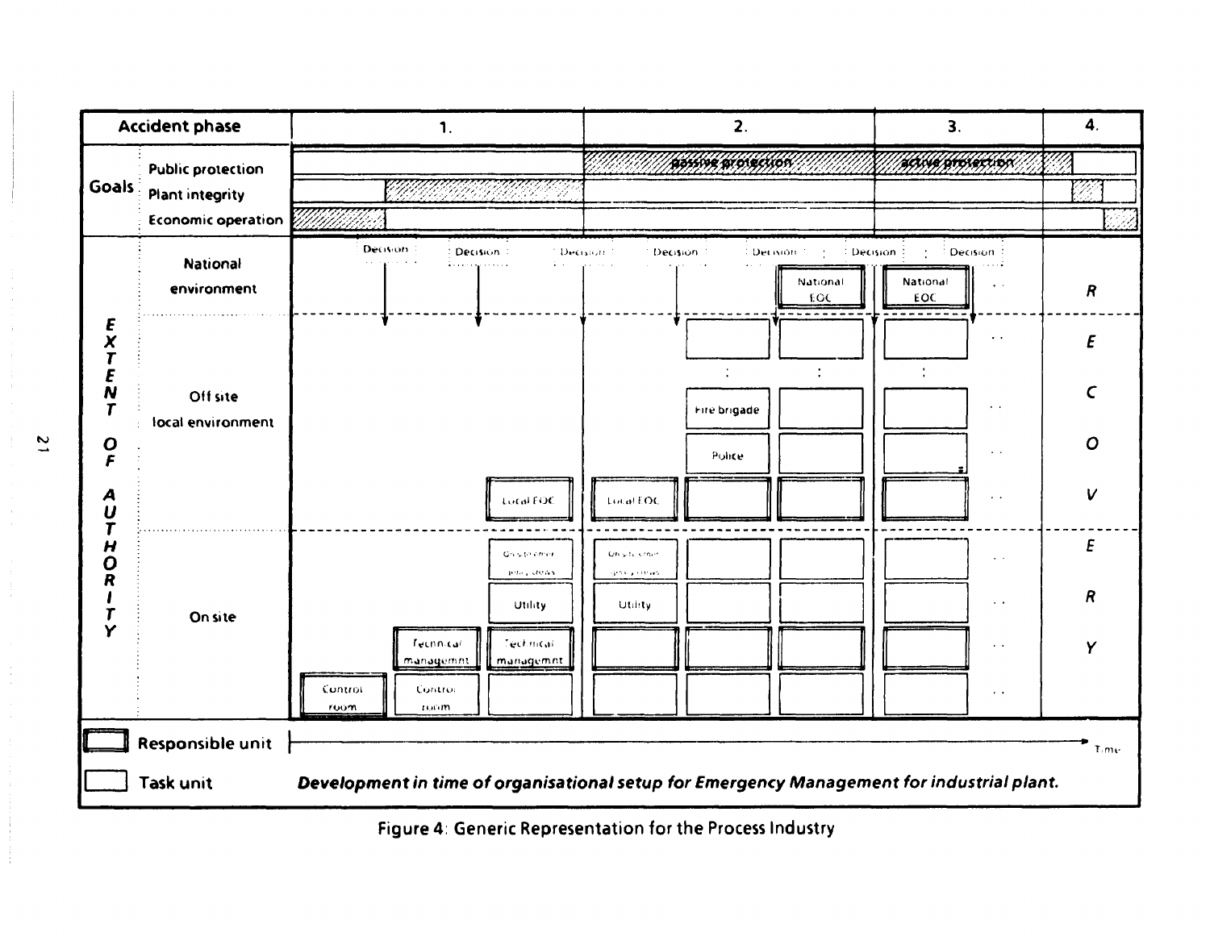| Accident phase | | 1. | | 2. | | 3. | 4. |
|---|---|---|---|---|---|---|---|
| Goals | Public protection | | | passive protection | | active protection | |
| | Plant integrity | | | | | | |
| | Economic operation | | | | | | |
| EXTENT OF AUTHORITY | National environment | Decision | Decision | Decision / Decision | Decision / National EOC | Decision / National EOC / Decision | R |
| | Off site local environment | | Local EOC | Local EOC / Fire brigade / Police | | | E C O V |
| | On site | Control room / Technical managemnt / Control room | On-site crew / Utility / Technical managemnt | On-site crew / Utility | | | E R Y |

Responsible unit

Task unit

***Development in time of organisational setup for Emergency Management for industrial plant.***

Time

Figure 4: Generic Representation for the Process Industry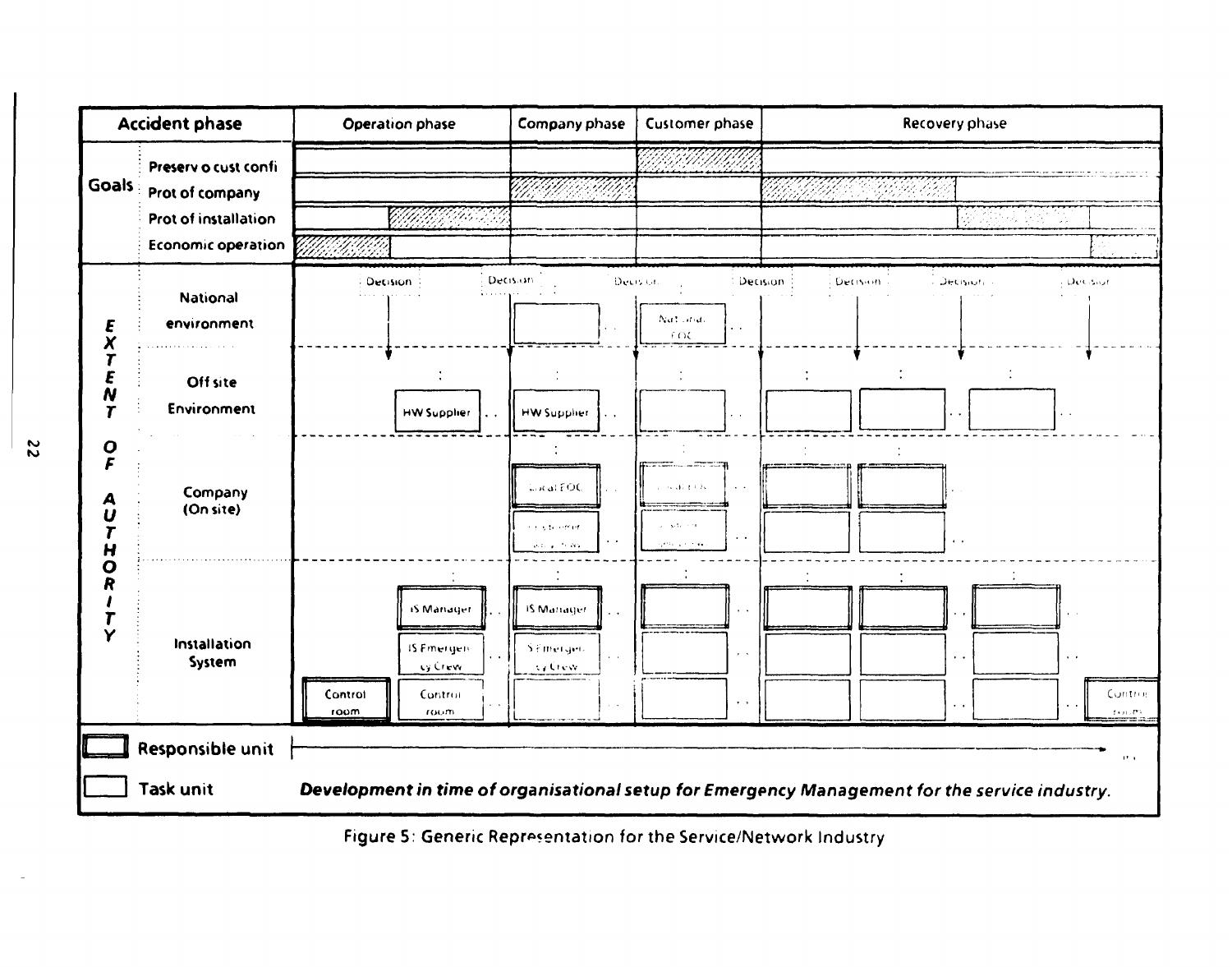| Accident phase | | Operation phase | Company phase | Customer phase | Recovery phase |
|---|---|---|---|---|---|
| Goals | Preserv o cust confi | | | | |
| | Prot of company | | | | |
| | Prot of installation | | | | |
| | Economic operation | | | | |
| EXTENT OF AUTHORITY | National environment | Decision | Decision | Decision / National EOC | Decision / Decision / Decision / Decision |
| | Off site Environment | HW Supplier | HW Supplier | | |
| | Company (On site) | | Local EOC / Customer ... | ... / Customer ... | |
| | Installation System | IS Manager / IS Emergency Crew / Control room / Control room | IS Manager / IS Emergency Crew | | Control room |

Responsible unit

Task unit

***Development in time of organisational setup for Emergency Management for the service industry.***

Figure 5: Generic Representation for the Service/Network Industry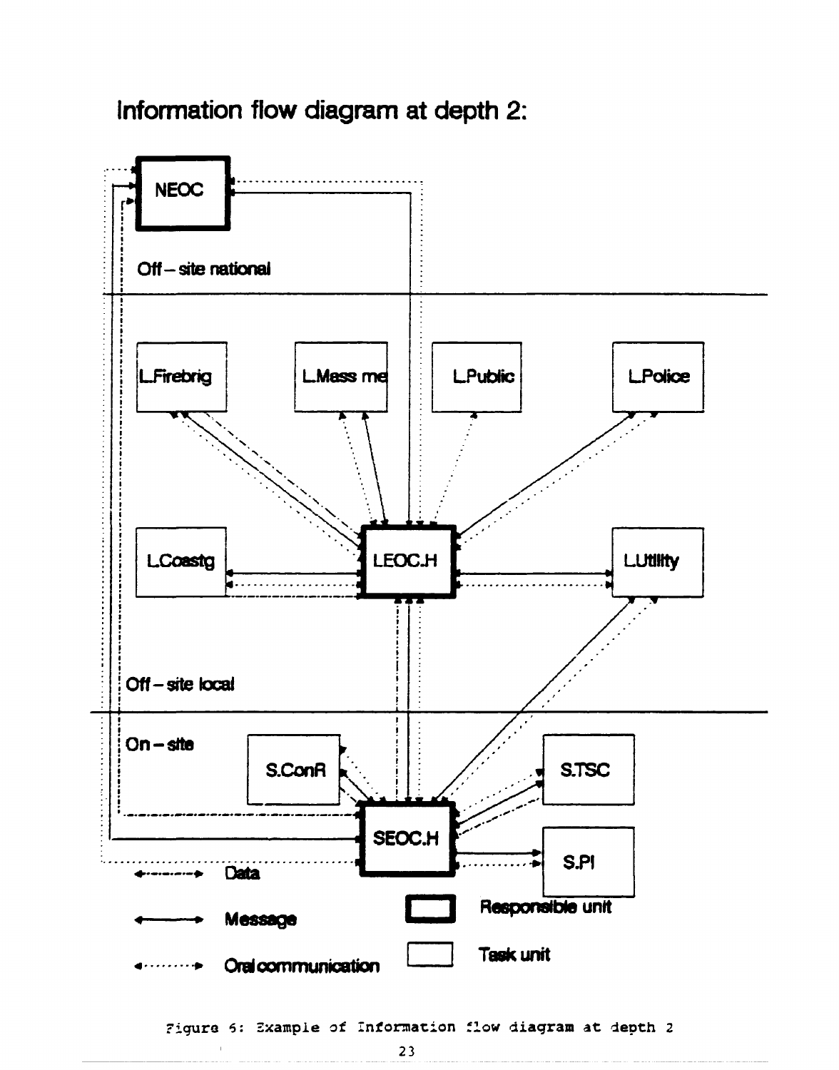# Information flow diagram at depth 2:

NEOC

Off – site national

L.Firebrig

L.Mess me

L.Public

L.Police

L.Coastg

LEOC.H

L.Utility

Off – site local

On – site

S.ConR

S.TSC

SEOC.H

S.PI

Data

Message

Oral communication

Responsible unit

Task unit

Figure 6: Example of Information flow diagram at depth 2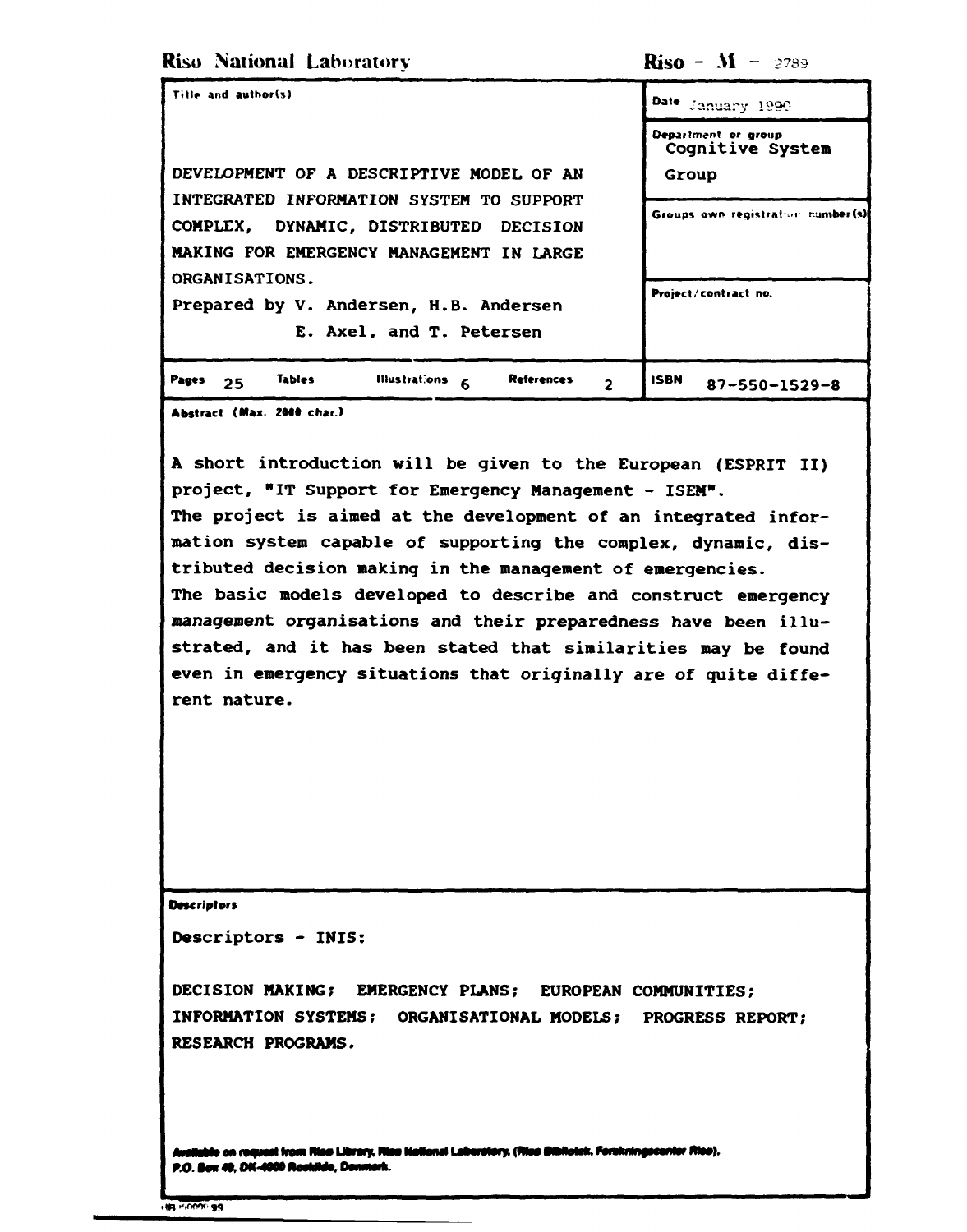**Riso National Laboratory** **Riso - M - 2789**

| Title and author(s) | Date January 1990 |
|---|---|
| DEVELOPMENT OF A DESCRIPTIVE MODEL OF AN INTEGRATED INFORMATION SYSTEM TO SUPPORT COMPLEX, DYNAMIC, DISTRIBUTED DECISION MAKING FOR EMERGENCY MANAGEMENT IN LARGE ORGANISATIONS. | Department or group: Cognitive System Group |
| Prepared by V. Andersen, H.B. Andersen, E. Axel, and T. Petersen | Groups own registration number(s) |
| | Project/contract no. |
| Pages 25 Tables Illustrations 6 References 2 | ISBN 87-550-1529-8 |

**Abstract (Max. 2000 char.)**

A short introduction will be given to the European (ESPRIT II) project, "IT Support for Emergency Management - ISEM".
The project is aimed at the development of an integrated information system capable of supporting the complex, dynamic, distributed decision making in the management of emergencies.
The basic models developed to describe and construct emergency management organisations and their preparedness have been illustrated, and it has been stated that similarities may be found even in emergency situations that originally are of quite different nature.

**Descriptors**

Descriptors - INIS:

DECISION MAKING; EMERGENCY PLANS; EUROPEAN COMMUNITIES; INFORMATION SYSTEMS; ORGANISATIONAL MODELS; PROGRESS REPORT; RESEARCH PROGRAMS.

*Available on request from Riso Library, Riso National Laboratory, (Riso Bibliotek, Forskningscenter Riso). P.O. Box 49, DK-4000 Roskilde, Denmark.*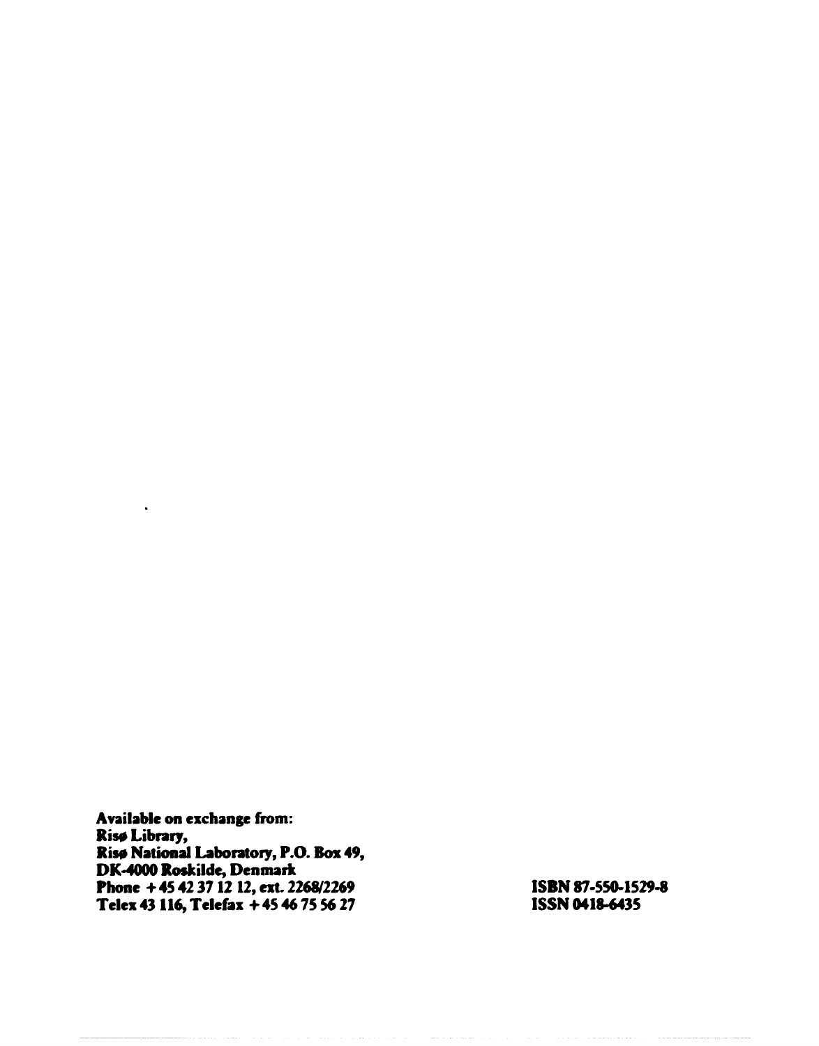**Available on exchange from:**
**Risø Library,**
**Risø National Laboratory, P.O. Box 49,**
**DK-4000 Roskilde, Denmark**
**Phone +45 42 37 12 12, ext. 2268/2269**
**Telex 43 116, Telefax +45 46 75 56 27**

**ISBN 87-550-1529-8**
**ISSN 0418-6435**